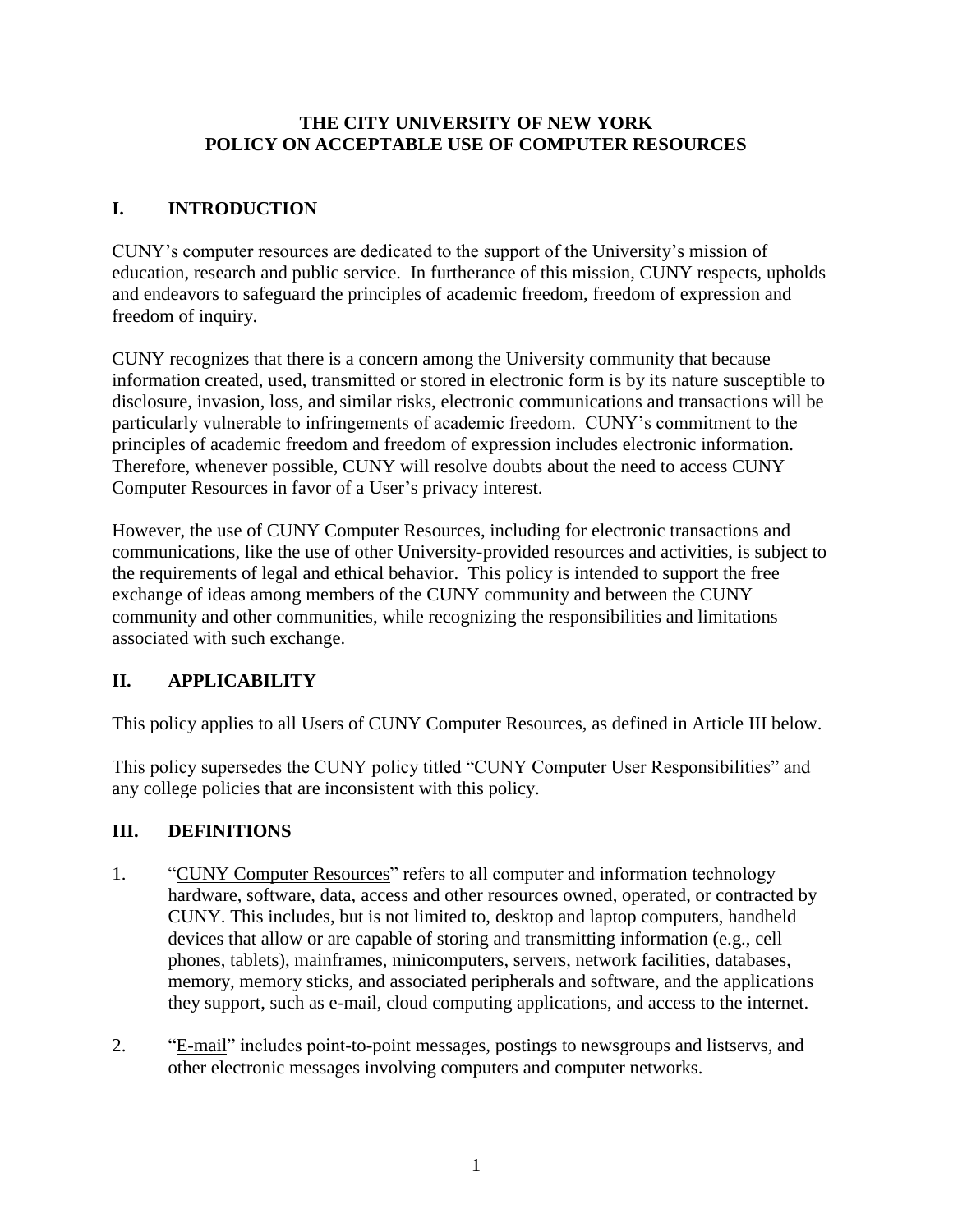# THE CITY UNIVERSITY OF NEW YORK
# POLICY ON ACCEPTABLE USE OF COMPUTER RESOURCES

## I. INTRODUCTION

CUNY's computer resources are dedicated to the support of the University's mission of education, research and public service. In furtherance of this mission, CUNY respects, upholds and endeavors to safeguard the principles of academic freedom, freedom of expression and freedom of inquiry.

CUNY recognizes that there is a concern among the University community that because information created, used, transmitted or stored in electronic form is by its nature susceptible to disclosure, invasion, loss, and similar risks, electronic communications and transactions will be particularly vulnerable to infringements of academic freedom. CUNY's commitment to the principles of academic freedom and freedom of expression includes electronic information. Therefore, whenever possible, CUNY will resolve doubts about the need to access CUNY Computer Resources in favor of a User's privacy interest.

However, the use of CUNY Computer Resources, including for electronic transactions and communications, like the use of other University-provided resources and activities, is subject to the requirements of legal and ethical behavior. This policy is intended to support the free exchange of ideas among members of the CUNY community and between the CUNY community and other communities, while recognizing the responsibilities and limitations associated with such exchange.

## II. APPLICABILITY

This policy applies to all Users of CUNY Computer Resources, as defined in Article III below.

This policy supersedes the CUNY policy titled "CUNY Computer User Responsibilities" and any college policies that are inconsistent with this policy.

## III. DEFINITIONS

1. "CUNY Computer Resources" refers to all computer and information technology hardware, software, data, access and other resources owned, operated, or contracted by CUNY. This includes, but is not limited to, desktop and laptop computers, handheld devices that allow or are capable of storing and transmitting information (e.g., cell phones, tablets), mainframes, minicomputers, servers, network facilities, databases, memory, memory sticks, and associated peripherals and software, and the applications they support, such as e-mail, cloud computing applications, and access to the internet.

2. "E-mail" includes point-to-point messages, postings to newsgroups and listservs, and other electronic messages involving computers and computer networks.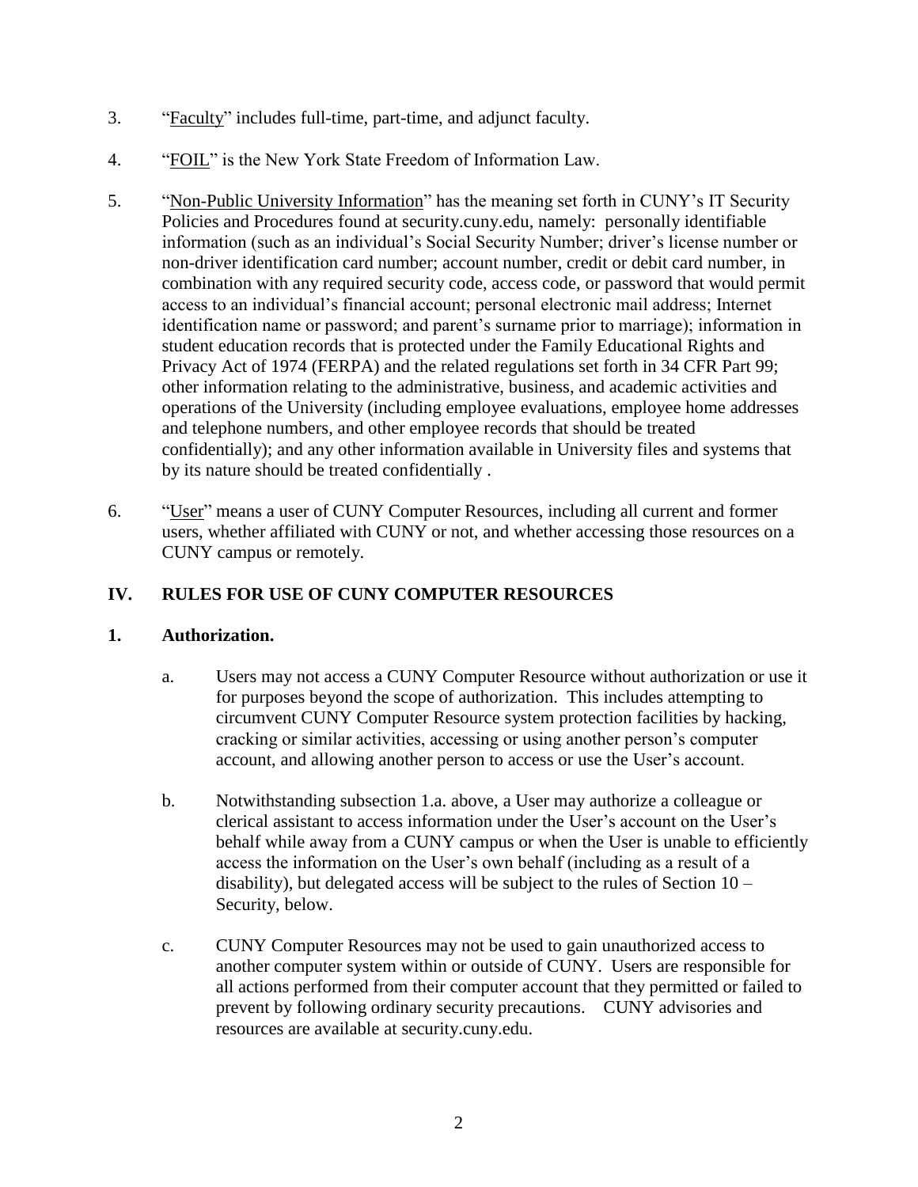3. "Faculty" includes full-time, part-time, and adjunct faculty.

4. "FOIL" is the New York State Freedom of Information Law.

5. "Non-Public University Information" has the meaning set forth in CUNY's IT Security Policies and Procedures found at security.cuny.edu, namely: personally identifiable information (such as an individual's Social Security Number; driver's license number or non-driver identification card number; account number, credit or debit card number, in combination with any required security code, access code, or password that would permit access to an individual's financial account; personal electronic mail address; Internet identification name or password; and parent's surname prior to marriage); information in student education records that is protected under the Family Educational Rights and Privacy Act of 1974 (FERPA) and the related regulations set forth in 34 CFR Part 99; other information relating to the administrative, business, and academic activities and operations of the University (including employee evaluations, employee home addresses and telephone numbers, and other employee records that should be treated confidentially); and any other information available in University files and systems that by its nature should be treated confidentially .

6. "User" means a user of CUNY Computer Resources, including all current and former users, whether affiliated with CUNY or not, and whether accessing those resources on a CUNY campus or remotely.

## IV. RULES FOR USE OF CUNY COMPUTER RESOURCES

### 1. Authorization.

a. Users may not access a CUNY Computer Resource without authorization or use it for purposes beyond the scope of authorization. This includes attempting to circumvent CUNY Computer Resource system protection facilities by hacking, cracking or similar activities, accessing or using another person's computer account, and allowing another person to access or use the User's account.

b. Notwithstanding subsection 1.a. above, a User may authorize a colleague or clerical assistant to access information under the User's account on the User's behalf while away from a CUNY campus or when the User is unable to efficiently access the information on the User's own behalf (including as a result of a disability), but delegated access will be subject to the rules of Section 10 – Security, below.

c. CUNY Computer Resources may not be used to gain unauthorized access to another computer system within or outside of CUNY. Users are responsible for all actions performed from their computer account that they permitted or failed to prevent by following ordinary security precautions. CUNY advisories and resources are available at security.cuny.edu.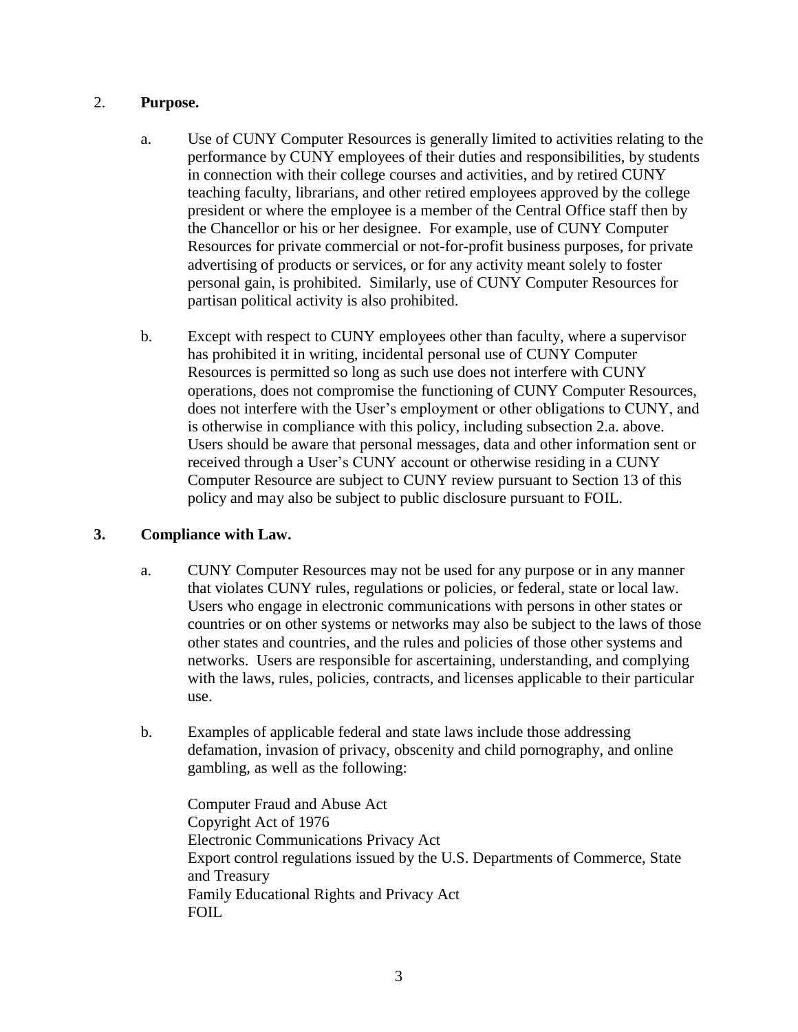2. **Purpose.**

   a. Use of CUNY Computer Resources is generally limited to activities relating to the performance by CUNY employees of their duties and responsibilities, by students in connection with their college courses and activities, and by retired CUNY teaching faculty, librarians, and other retired employees approved by the college president or where the employee is a member of the Central Office staff then by the Chancellor or his or her designee. For example, use of CUNY Computer Resources for private commercial or not-for-profit business purposes, for private advertising of products or services, or for any activity meant solely to foster personal gain, is prohibited. Similarly, use of CUNY Computer Resources for partisan political activity is also prohibited.

   b. Except with respect to CUNY employees other than faculty, where a supervisor has prohibited it in writing, incidental personal use of CUNY Computer Resources is permitted so long as such use does not interfere with CUNY operations, does not compromise the functioning of CUNY Computer Resources, does not interfere with the User's employment or other obligations to CUNY, and is otherwise in compliance with this policy, including subsection 2.a. above. Users should be aware that personal messages, data and other information sent or received through a User's CUNY account or otherwise residing in a CUNY Computer Resource are subject to CUNY review pursuant to Section 13 of this policy and may also be subject to public disclosure pursuant to FOIL.

**3. Compliance with Law.**

   a. CUNY Computer Resources may not be used for any purpose or in any manner that violates CUNY rules, regulations or policies, or federal, state or local law. Users who engage in electronic communications with persons in other states or countries or on other systems or networks may also be subject to the laws of those other states and countries, and the rules and policies of those other systems and networks. Users are responsible for ascertaining, understanding, and complying with the laws, rules, policies, contracts, and licenses applicable to their particular use.

   b. Examples of applicable federal and state laws include those addressing defamation, invasion of privacy, obscenity and child pornography, and online gambling, as well as the following:

      Computer Fraud and Abuse Act
      Copyright Act of 1976
      Electronic Communications Privacy Act
      Export control regulations issued by the U.S. Departments of Commerce, State and Treasury
      Family Educational Rights and Privacy Act
      FOIL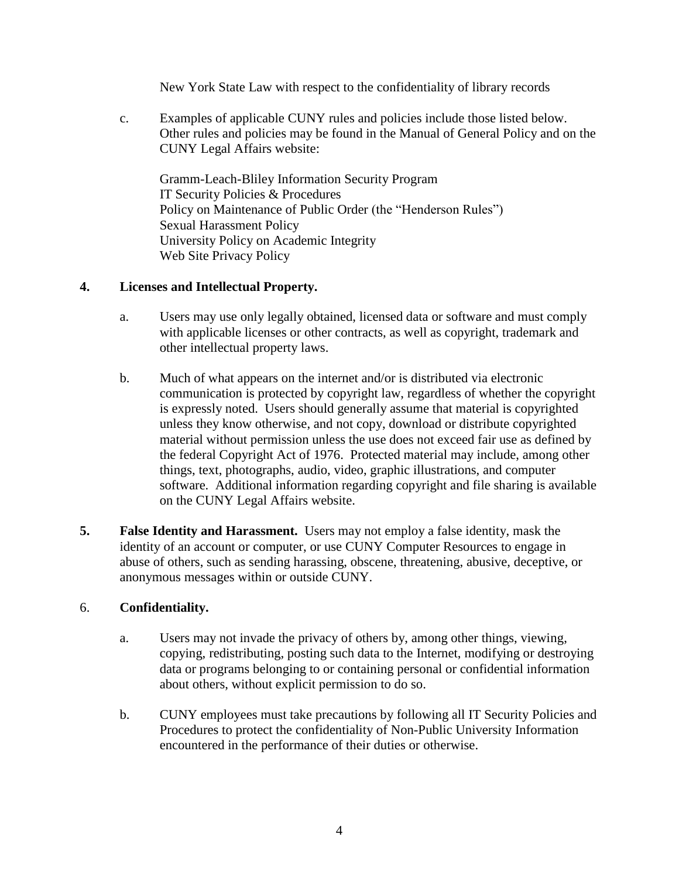New York State Law with respect to the confidentiality of library records

c. Examples of applicable CUNY rules and policies include those listed below. Other rules and policies may be found in the Manual of General Policy and on the CUNY Legal Affairs website:

   Gramm-Leach-Bliley Information Security Program
   IT Security Policies & Procedures
   Policy on Maintenance of Public Order (the "Henderson Rules")
   Sexual Harassment Policy
   University Policy on Academic Integrity
   Web Site Privacy Policy

**4. Licenses and Intellectual Property.**

a. Users may use only legally obtained, licensed data or software and must comply with applicable licenses or other contracts, as well as copyright, trademark and other intellectual property laws.

b. Much of what appears on the internet and/or is distributed via electronic communication is protected by copyright law, regardless of whether the copyright is expressly noted. Users should generally assume that material is copyrighted unless they know otherwise, and not copy, download or distribute copyrighted material without permission unless the use does not exceed fair use as defined by the federal Copyright Act of 1976. Protected material may include, among other things, text, photographs, audio, video, graphic illustrations, and computer software. Additional information regarding copyright and file sharing is available on the CUNY Legal Affairs website.

**5. False Identity and Harassment.** Users may not employ a false identity, mask the identity of an account or computer, or use CUNY Computer Resources to engage in abuse of others, such as sending harassing, obscene, threatening, abusive, deceptive, or anonymous messages within or outside CUNY.

6. **Confidentiality.**

a. Users may not invade the privacy of others by, among other things, viewing, copying, redistributing, posting such data to the Internet, modifying or destroying data or programs belonging to or containing personal or confidential information about others, without explicit permission to do so.

b. CUNY employees must take precautions by following all IT Security Policies and Procedures to protect the confidentiality of Non-Public University Information encountered in the performance of their duties or otherwise.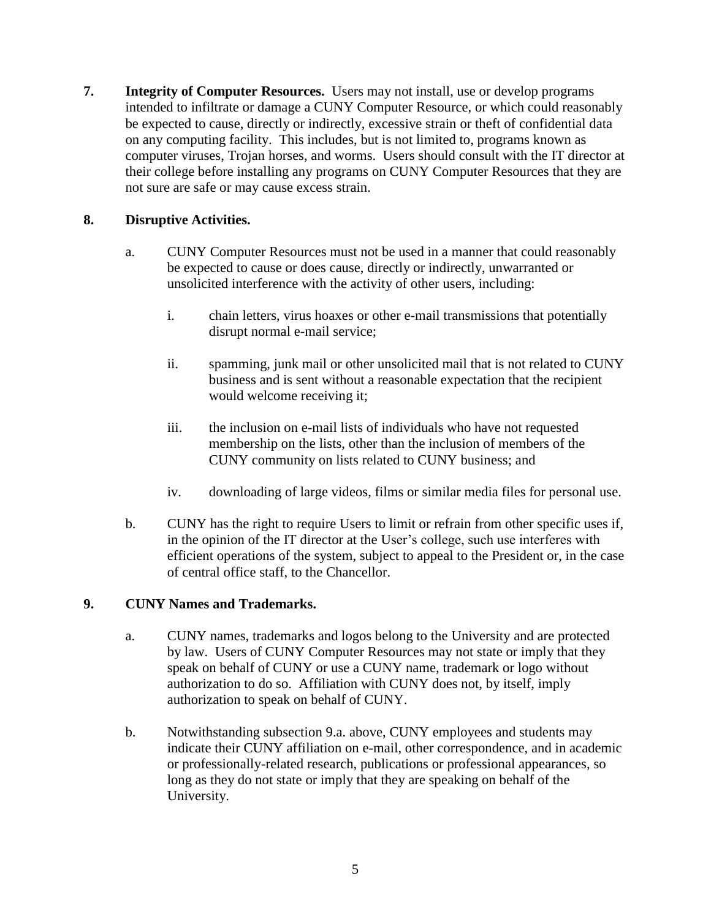**7. Integrity of Computer Resources.** Users may not install, use or develop programs intended to infiltrate or damage a CUNY Computer Resource, or which could reasonably be expected to cause, directly or indirectly, excessive strain or theft of confidential data on any computing facility. This includes, but is not limited to, programs known as computer viruses, Trojan horses, and worms. Users should consult with the IT director at their college before installing any programs on CUNY Computer Resources that they are not sure are safe or may cause excess strain.

**8. Disruptive Activities.**

a. CUNY Computer Resources must not be used in a manner that could reasonably be expected to cause or does cause, directly or indirectly, unwarranted or unsolicited interference with the activity of other users, including:

   i. chain letters, virus hoaxes or other e-mail transmissions that potentially disrupt normal e-mail service;

   ii. spamming, junk mail or other unsolicited mail that is not related to CUNY business and is sent without a reasonable expectation that the recipient would welcome receiving it;

   iii. the inclusion on e-mail lists of individuals who have not requested membership on the lists, other than the inclusion of members of the CUNY community on lists related to CUNY business; and

   iv. downloading of large videos, films or similar media files for personal use.

b. CUNY has the right to require Users to limit or refrain from other specific uses if, in the opinion of the IT director at the User's college, such use interferes with efficient operations of the system, subject to appeal to the President or, in the case of central office staff, to the Chancellor.

**9. CUNY Names and Trademarks.**

a. CUNY names, trademarks and logos belong to the University and are protected by law. Users of CUNY Computer Resources may not state or imply that they speak on behalf of CUNY or use a CUNY name, trademark or logo without authorization to do so. Affiliation with CUNY does not, by itself, imply authorization to speak on behalf of CUNY.

b. Notwithstanding subsection 9.a. above, CUNY employees and students may indicate their CUNY affiliation on e-mail, other correspondence, and in academic or professionally-related research, publications or professional appearances, so long as they do not state or imply that they are speaking on behalf of the University.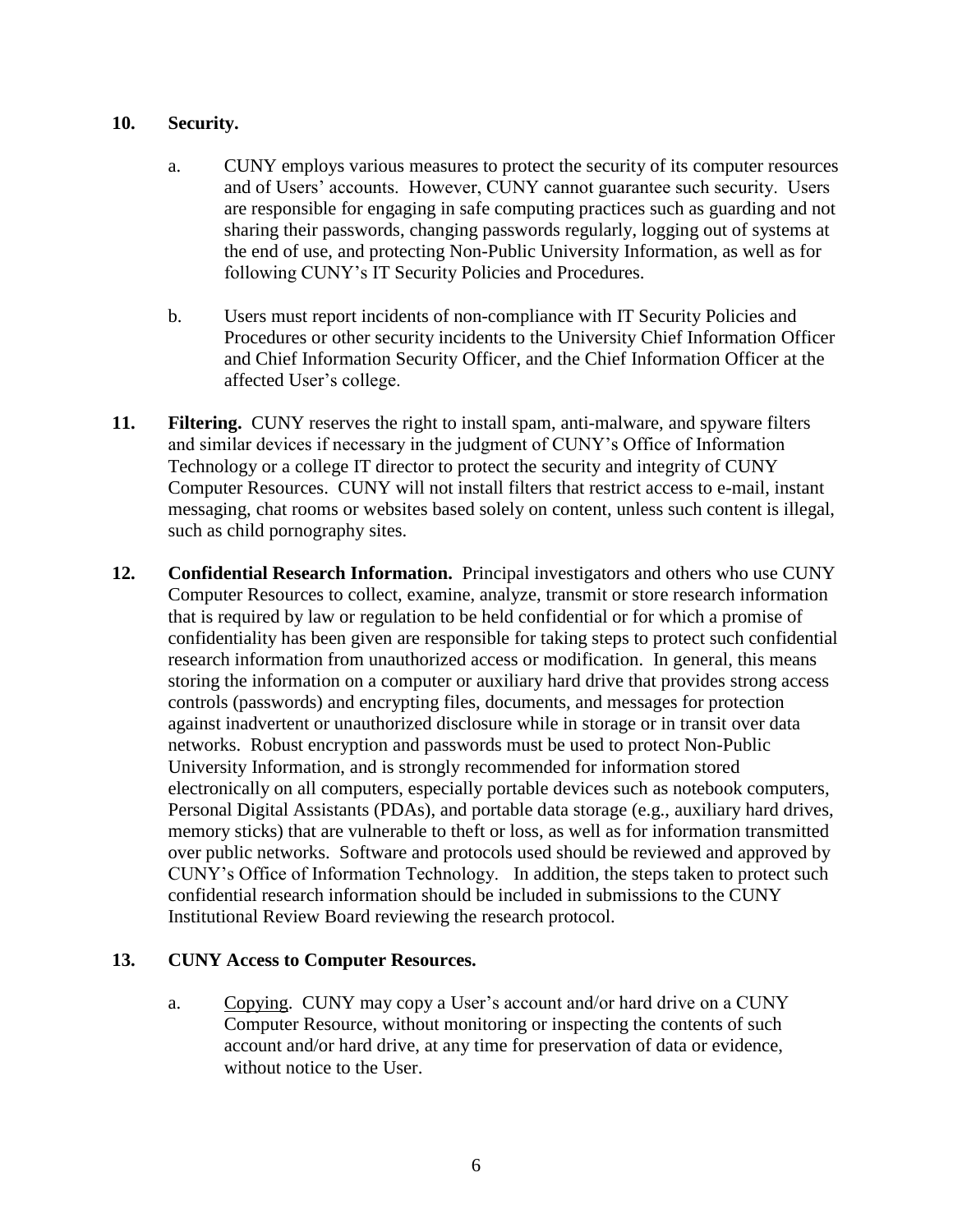**10. Security.**

a. CUNY employs various measures to protect the security of its computer resources and of Users' accounts. However, CUNY cannot guarantee such security. Users are responsible for engaging in safe computing practices such as guarding and not sharing their passwords, changing passwords regularly, logging out of systems at the end of use, and protecting Non-Public University Information, as well as for following CUNY's IT Security Policies and Procedures.

b. Users must report incidents of non-compliance with IT Security Policies and Procedures or other security incidents to the University Chief Information Officer and Chief Information Security Officer, and the Chief Information Officer at the affected User's college.

**11. Filtering.** CUNY reserves the right to install spam, anti-malware, and spyware filters and similar devices if necessary in the judgment of CUNY's Office of Information Technology or a college IT director to protect the security and integrity of CUNY Computer Resources. CUNY will not install filters that restrict access to e-mail, instant messaging, chat rooms or websites based solely on content, unless such content is illegal, such as child pornography sites.

**12. Confidential Research Information.** Principal investigators and others who use CUNY Computer Resources to collect, examine, analyze, transmit or store research information that is required by law or regulation to be held confidential or for which a promise of confidentiality has been given are responsible for taking steps to protect such confidential research information from unauthorized access or modification. In general, this means storing the information on a computer or auxiliary hard drive that provides strong access controls (passwords) and encrypting files, documents, and messages for protection against inadvertent or unauthorized disclosure while in storage or in transit over data networks. Robust encryption and passwords must be used to protect Non-Public University Information, and is strongly recommended for information stored electronically on all computers, especially portable devices such as notebook computers, Personal Digital Assistants (PDAs), and portable data storage (e.g., auxiliary hard drives, memory sticks) that are vulnerable to theft or loss, as well as for information transmitted over public networks. Software and protocols used should be reviewed and approved by CUNY's Office of Information Technology. In addition, the steps taken to protect such confidential research information should be included in submissions to the CUNY Institutional Review Board reviewing the research protocol.

**13. CUNY Access to Computer Resources.**

a. Copying. CUNY may copy a User's account and/or hard drive on a CUNY Computer Resource, without monitoring or inspecting the contents of such account and/or hard drive, at any time for preservation of data or evidence, without notice to the User.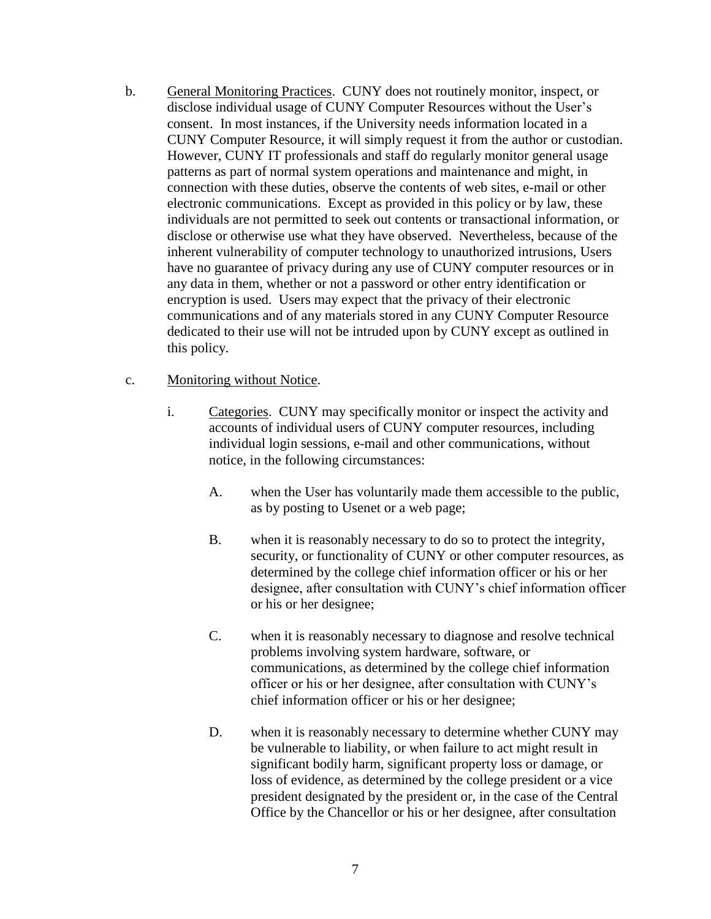b. <u>General Monitoring Practices</u>. CUNY does not routinely monitor, inspect, or disclose individual usage of CUNY Computer Resources without the User's consent. In most instances, if the University needs information located in a CUNY Computer Resource, it will simply request it from the author or custodian. However, CUNY IT professionals and staff do regularly monitor general usage patterns as part of normal system operations and maintenance and might, in connection with these duties, observe the contents of web sites, e-mail or other electronic communications. Except as provided in this policy or by law, these individuals are not permitted to seek out contents or transactional information, or disclose or otherwise use what they have observed. Nevertheless, because of the inherent vulnerability of computer technology to unauthorized intrusions, Users have no guarantee of privacy during any use of CUNY computer resources or in any data in them, whether or not a password or other entry identification or encryption is used. Users may expect that the privacy of their electronic communications and of any materials stored in any CUNY Computer Resource dedicated to their use will not be intruded upon by CUNY except as outlined in this policy.

c. <u>Monitoring without Notice</u>.

   i. <u>Categories</u>. CUNY may specifically monitor or inspect the activity and accounts of individual users of CUNY computer resources, including individual login sessions, e-mail and other communications, without notice, in the following circumstances:

      A. when the User has voluntarily made them accessible to the public, as by posting to Usenet or a web page;

      B. when it is reasonably necessary to do so to protect the integrity, security, or functionality of CUNY or other computer resources, as determined by the college chief information officer or his or her designee, after consultation with CUNY's chief information officer or his or her designee;

      C. when it is reasonably necessary to diagnose and resolve technical problems involving system hardware, software, or communications, as determined by the college chief information officer or his or her designee, after consultation with CUNY's chief information officer or his or her designee;

      D. when it is reasonably necessary to determine whether CUNY may be vulnerable to liability, or when failure to act might result in significant bodily harm, significant property loss or damage, or loss of evidence, as determined by the college president or a vice president designated by the president or, in the case of the Central Office by the Chancellor or his or her designee, after consultation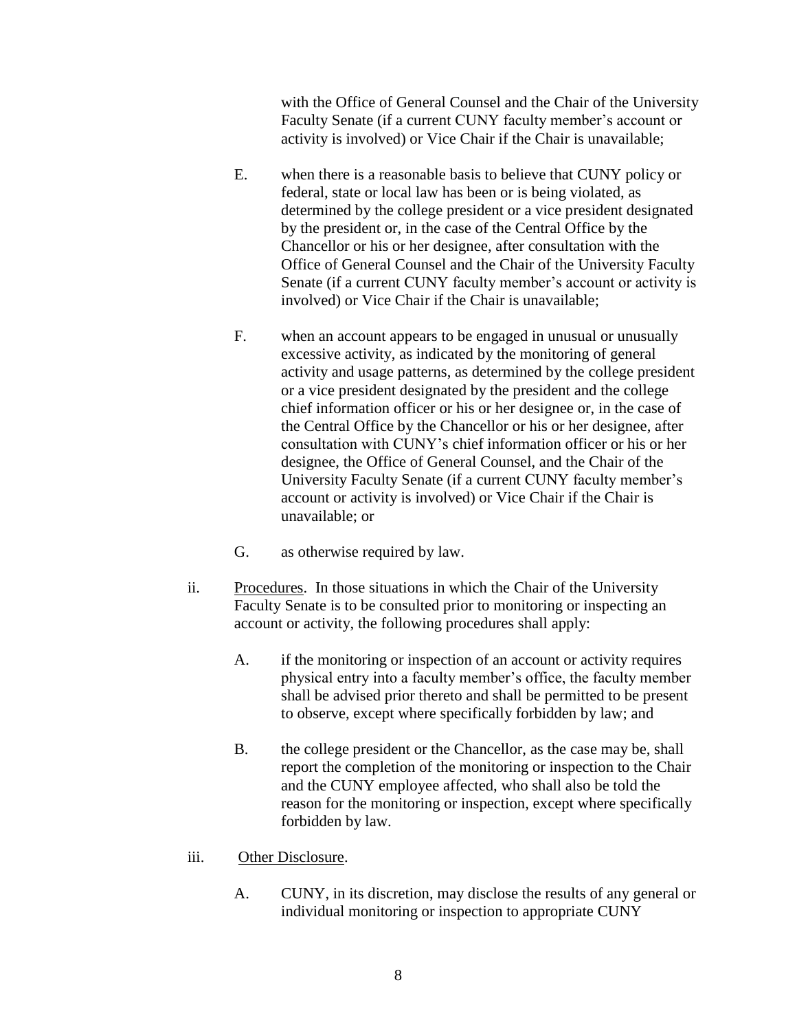with the Office of General Counsel and the Chair of the University Faculty Senate (if a current CUNY faculty member's account or activity is involved) or Vice Chair if the Chair is unavailable;

E. when there is a reasonable basis to believe that CUNY policy or federal, state or local law has been or is being violated, as determined by the college president or a vice president designated by the president or, in the case of the Central Office by the Chancellor or his or her designee, after consultation with the Office of General Counsel and the Chair of the University Faculty Senate (if a current CUNY faculty member's account or activity is involved) or Vice Chair if the Chair is unavailable;

F. when an account appears to be engaged in unusual or unusually excessive activity, as indicated by the monitoring of general activity and usage patterns, as determined by the college president or a vice president designated by the president and the college chief information officer or his or her designee or, in the case of the Central Office by the Chancellor or his or her designee, after consultation with CUNY's chief information officer or his or her designee, the Office of General Counsel, and the Chair of the University Faculty Senate (if a current CUNY faculty member's account or activity is involved) or Vice Chair if the Chair is unavailable; or

G. as otherwise required by law.

ii. Procedures. In those situations in which the Chair of the University Faculty Senate is to be consulted prior to monitoring or inspecting an account or activity, the following procedures shall apply:

A. if the monitoring or inspection of an account or activity requires physical entry into a faculty member's office, the faculty member shall be advised prior thereto and shall be permitted to be present to observe, except where specifically forbidden by law; and

B. the college president or the Chancellor, as the case may be, shall report the completion of the monitoring or inspection to the Chair and the CUNY employee affected, who shall also be told the reason for the monitoring or inspection, except where specifically forbidden by law.

iii. Other Disclosure.

A. CUNY, in its discretion, may disclose the results of any general or individual monitoring or inspection to appropriate CUNY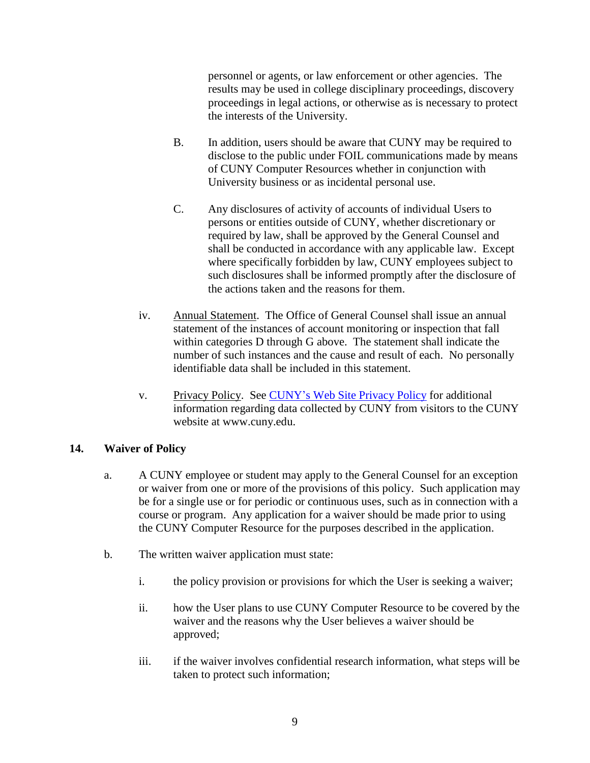personnel or agents, or law enforcement or other agencies. The results may be used in college disciplinary proceedings, discovery proceedings in legal actions, or otherwise as is necessary to protect the interests of the University.

B. In addition, users should be aware that CUNY may be required to disclose to the public under FOIL communications made by means of CUNY Computer Resources whether in conjunction with University business or as incidental personal use.

C. Any disclosures of activity of accounts of individual Users to persons or entities outside of CUNY, whether discretionary or required by law, shall be approved by the General Counsel and shall be conducted in accordance with any applicable law. Except where specifically forbidden by law, CUNY employees subject to such disclosures shall be informed promptly after the disclosure of the actions taken and the reasons for them.

iv. Annual Statement. The Office of General Counsel shall issue an annual statement of the instances of account monitoring or inspection that fall within categories D through G above. The statement shall indicate the number of such instances and the cause and result of each. No personally identifiable data shall be included in this statement.

v. Privacy Policy. See [CUNY's Web Site Privacy Policy]() for additional information regarding data collected by CUNY from visitors to the CUNY website at www.cuny.edu.

## 14. Waiver of Policy

a. A CUNY employee or student may apply to the General Counsel for an exception or waiver from one or more of the provisions of this policy. Such application may be for a single use or for periodic or continuous uses, such as in connection with a course or program. Any application for a waiver should be made prior to using the CUNY Computer Resource for the purposes described in the application.

b. The written waiver application must state:

   i. the policy provision or provisions for which the User is seeking a waiver;

   ii. how the User plans to use CUNY Computer Resource to be covered by the waiver and the reasons why the User believes a waiver should be approved;

   iii. if the waiver involves confidential research information, what steps will be taken to protect such information;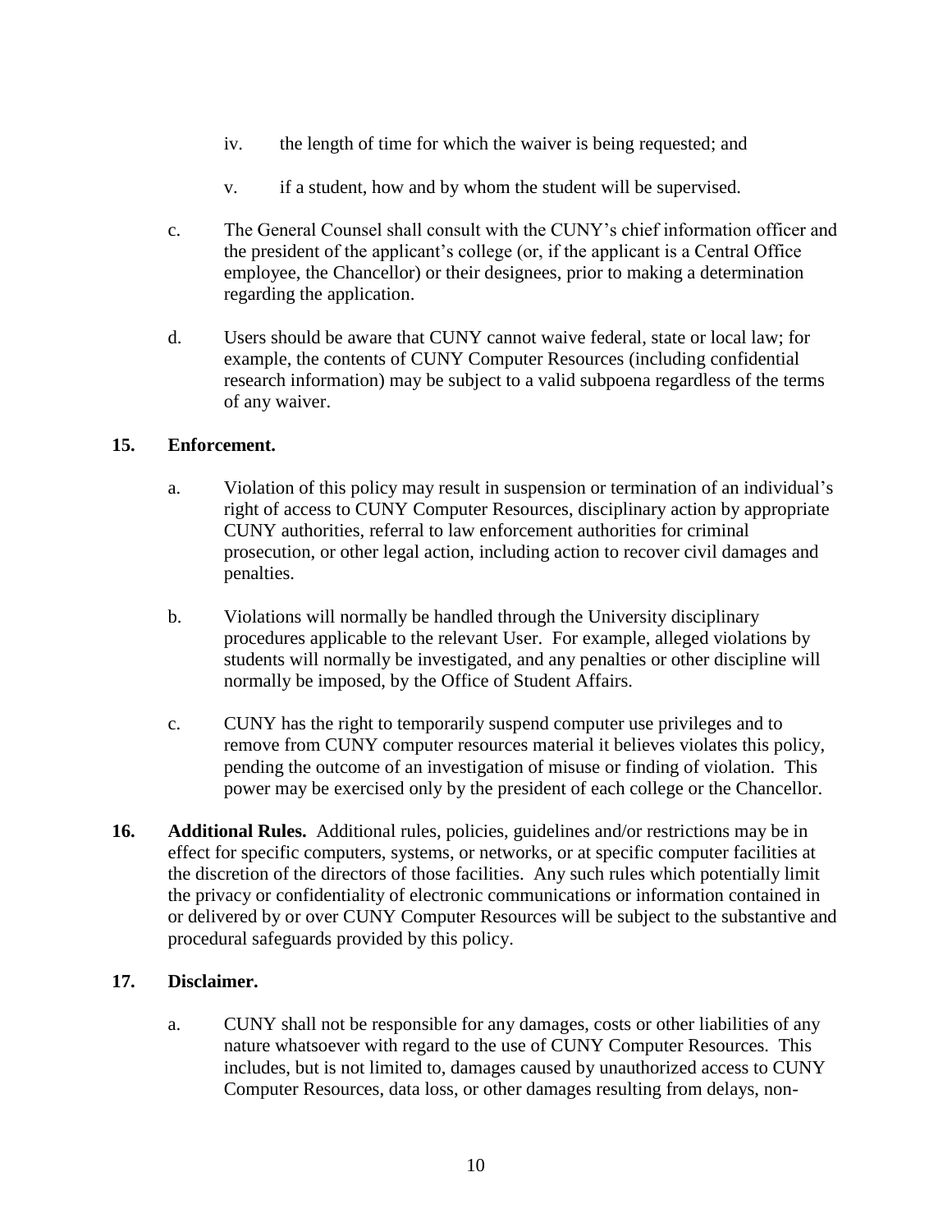iv. the length of time for which the waiver is being requested; and

v. if a student, how and by whom the student will be supervised.

c. The General Counsel shall consult with the CUNY's chief information officer and the president of the applicant's college (or, if the applicant is a Central Office employee, the Chancellor) or their designees, prior to making a determination regarding the application.

d. Users should be aware that CUNY cannot waive federal, state or local law; for example, the contents of CUNY Computer Resources (including confidential research information) may be subject to a valid subpoena regardless of the terms of any waiver.

**15. Enforcement.**

a. Violation of this policy may result in suspension or termination of an individual's right of access to CUNY Computer Resources, disciplinary action by appropriate CUNY authorities, referral to law enforcement authorities for criminal prosecution, or other legal action, including action to recover civil damages and penalties.

b. Violations will normally be handled through the University disciplinary procedures applicable to the relevant User. For example, alleged violations by students will normally be investigated, and any penalties or other discipline will normally be imposed, by the Office of Student Affairs.

c. CUNY has the right to temporarily suspend computer use privileges and to remove from CUNY computer resources material it believes violates this policy, pending the outcome of an investigation of misuse or finding of violation. This power may be exercised only by the president of each college or the Chancellor.

**16. Additional Rules.** Additional rules, policies, guidelines and/or restrictions may be in effect for specific computers, systems, or networks, or at specific computer facilities at the discretion of the directors of those facilities. Any such rules which potentially limit the privacy or confidentiality of electronic communications or information contained in or delivered by or over CUNY Computer Resources will be subject to the substantive and procedural safeguards provided by this policy.

**17. Disclaimer.**

a. CUNY shall not be responsible for any damages, costs or other liabilities of any nature whatsoever with regard to the use of CUNY Computer Resources. This includes, but is not limited to, damages caused by unauthorized access to CUNY Computer Resources, data loss, or other damages resulting from delays, non-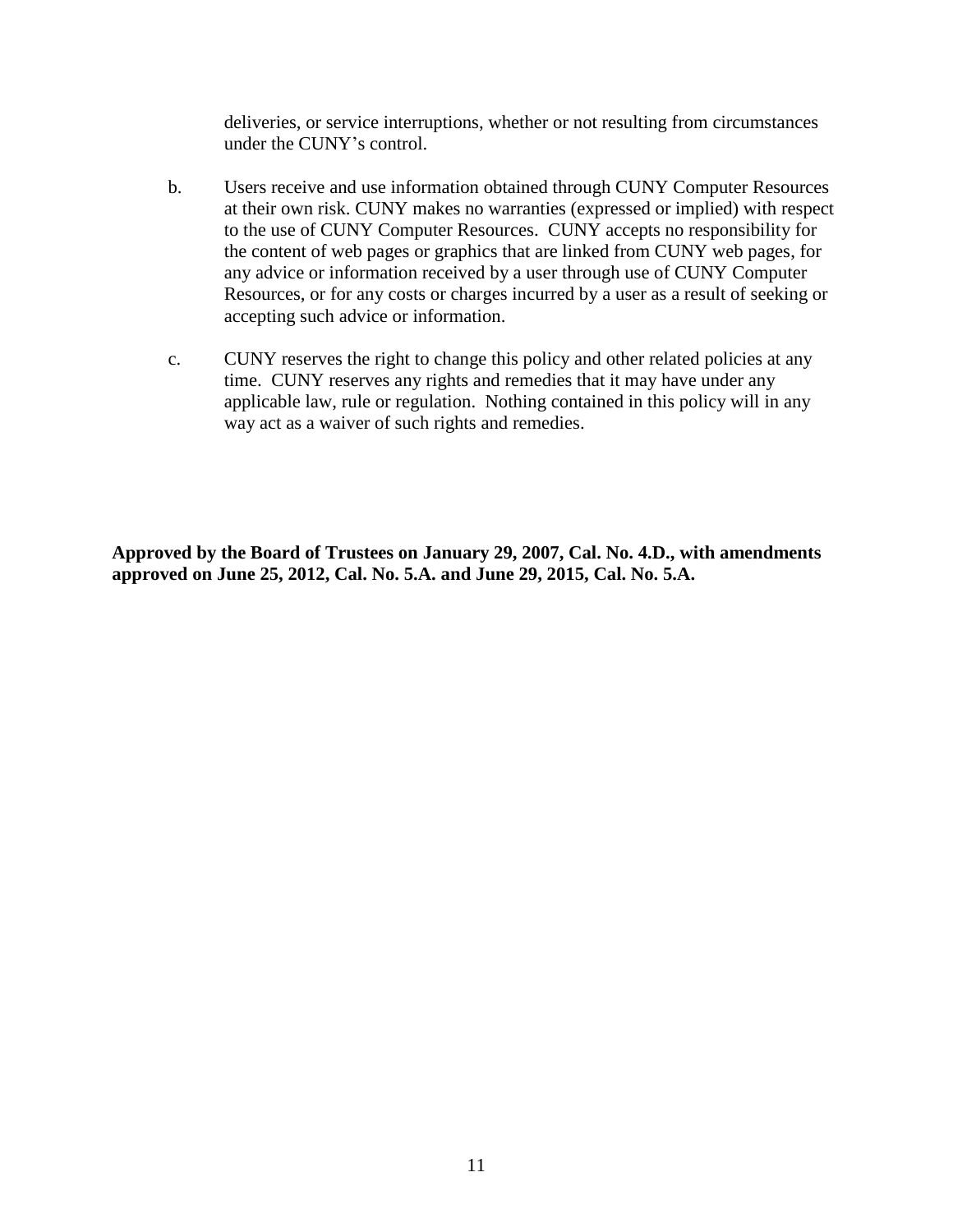deliveries, or service interruptions, whether or not resulting from circumstances under the CUNY's control.

b. Users receive and use information obtained through CUNY Computer Resources at their own risk. CUNY makes no warranties (expressed or implied) with respect to the use of CUNY Computer Resources. CUNY accepts no responsibility for the content of web pages or graphics that are linked from CUNY web pages, for any advice or information received by a user through use of CUNY Computer Resources, or for any costs or charges incurred by a user as a result of seeking or accepting such advice or information.

c. CUNY reserves the right to change this policy and other related policies at any time. CUNY reserves any rights and remedies that it may have under any applicable law, rule or regulation. Nothing contained in this policy will in any way act as a waiver of such rights and remedies.

**Approved by the Board of Trustees on January 29, 2007, Cal. No. 4.D., with amendments approved on June 25, 2012, Cal. No. 5.A. and June 29, 2015, Cal. No. 5.A.**